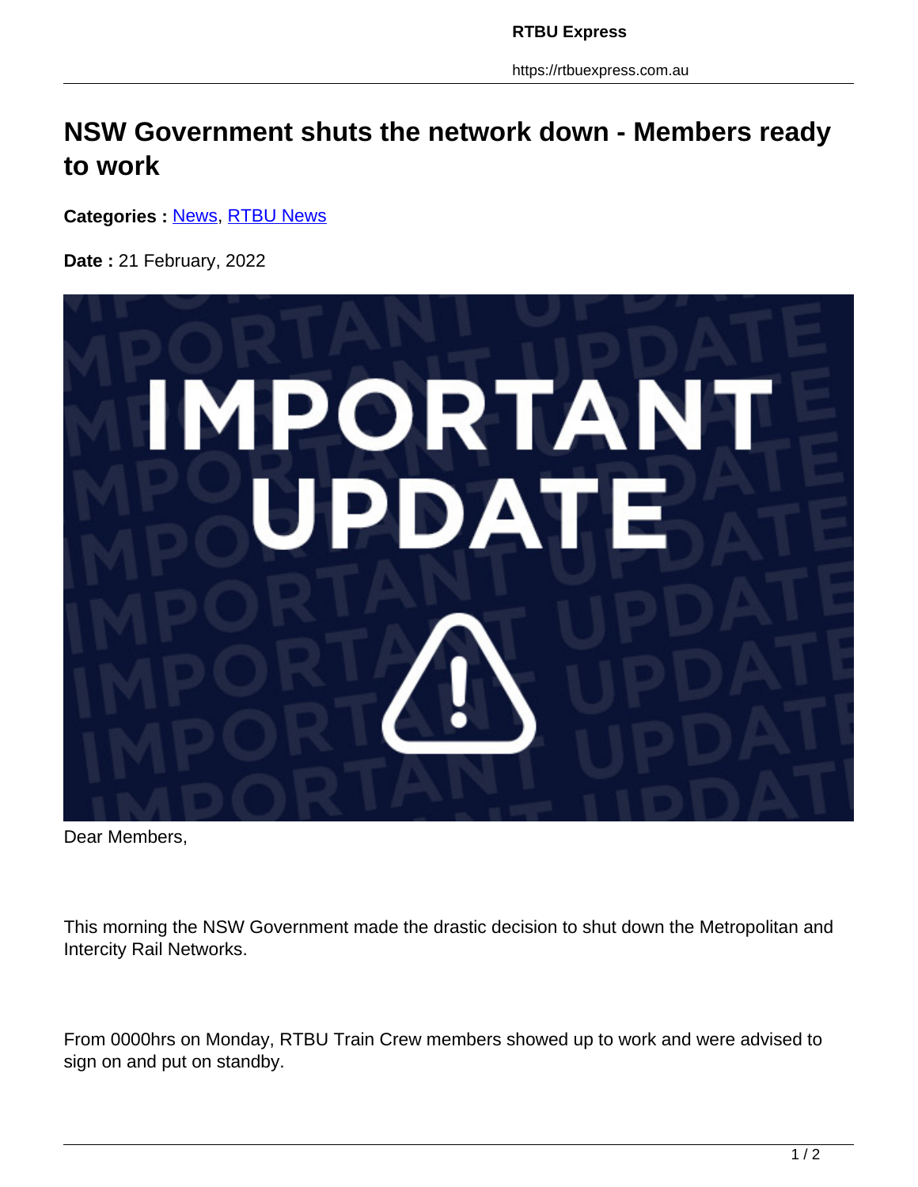# NSW Government shuts the network down - Members ready to work

**Categories :** News, RTBU News

**Date :** 21 February, 2022

Dear Members,

This morning the NSW Government made the drastic decision to shut down the Metropolitan and Intercity Rail Networks.

From 0000hrs on Monday, RTBU Train Crew members showed up to work and were advised to sign on and put on standby.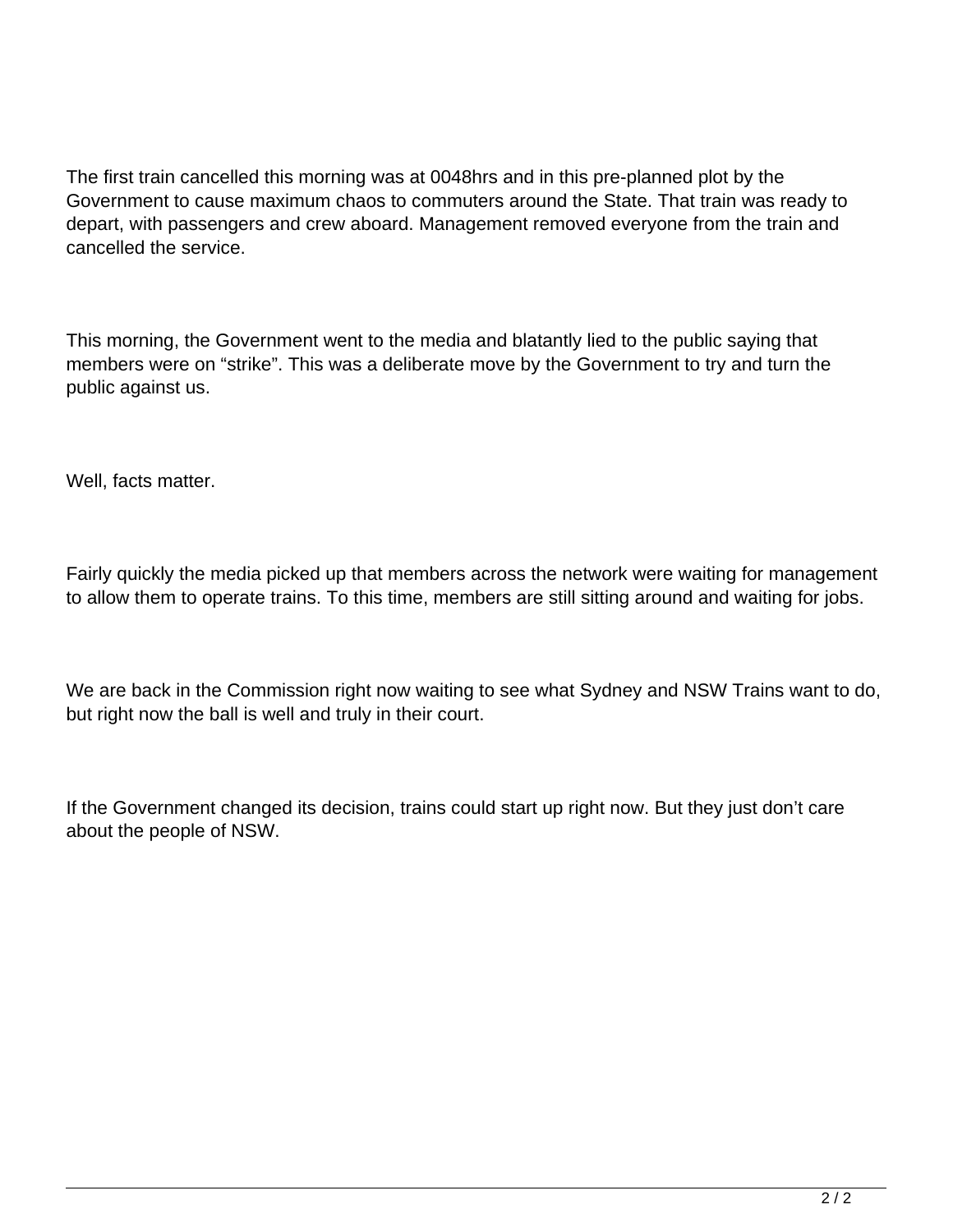The first train cancelled this morning was at 0048hrs and in this pre-planned plot by the Government to cause maximum chaos to commuters around the State. That train was ready to depart, with passengers and crew aboard. Management removed everyone from the train and cancelled the service.

This morning, the Government went to the media and blatantly lied to the public saying that members were on "strike". This was a deliberate move by the Government to try and turn the public against us.

Well, facts matter.

Fairly quickly the media picked up that members across the network were waiting for management to allow them to operate trains. To this time, members are still sitting around and waiting for jobs.

We are back in the Commission right now waiting to see what Sydney and NSW Trains want to do, but right now the ball is well and truly in their court.

If the Government changed its decision, trains could start up right now. But they just don't care about the people of NSW.